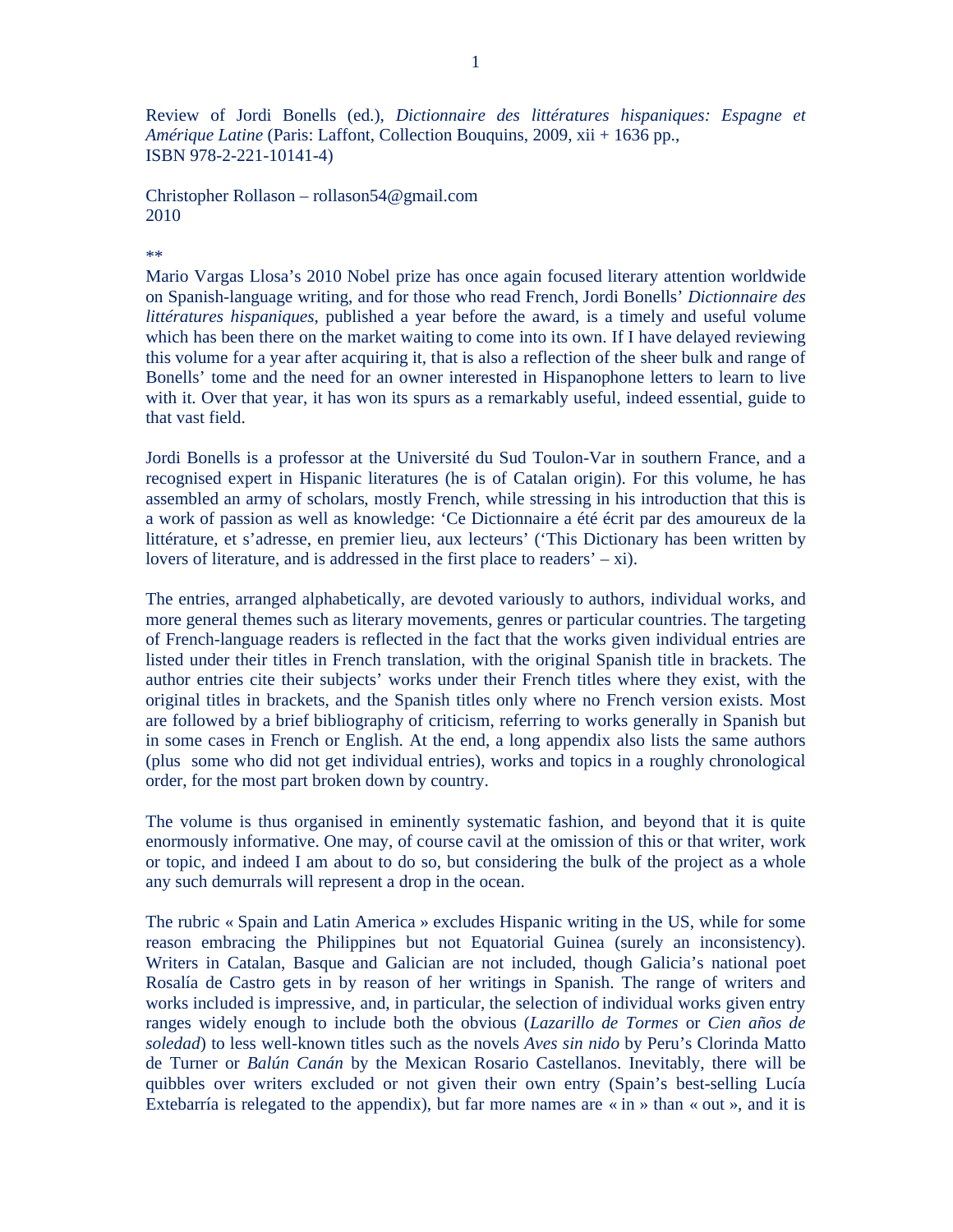Review of Jordi Bonells (ed.), *Dictionnaire des littératures hispaniques: Espagne et Amérique Latine* (Paris: Laffont, Collection Bouquins, 2009, xii + 1636 pp., ISBN 978-2-221-10141-4)

Christopher Rollason – rollason54@gmail.com
2010

**

Mario Vargas Llosa's 2010 Nobel prize has once again focused literary attention worldwide on Spanish-language writing, and for those who read French, Jordi Bonells' *Dictionnaire des littératures hispaniques*, published a year before the award, is a timely and useful volume which has been there on the market waiting to come into its own. If I have delayed reviewing this volume for a year after acquiring it, that is also a reflection of the sheer bulk and range of Bonells' tome and the need for an owner interested in Hispanophone letters to learn to live with it. Over that year, it has won its spurs as a remarkably useful, indeed essential, guide to that vast field.

Jordi Bonells is a professor at the Université du Sud Toulon-Var in southern France, and a recognised expert in Hispanic literatures (he is of Catalan origin). For this volume, he has assembled an army of scholars, mostly French, while stressing in his introduction that this is a work of passion as well as knowledge: 'Ce Dictionnaire a été écrit par des amoureux de la littérature, et s'adresse, en premier lieu, aux lecteurs' ('This Dictionary has been written by lovers of literature, and is addressed in the first place to readers' – xi).

The entries, arranged alphabetically, are devoted variously to authors, individual works, and more general themes such as literary movements, genres or particular countries. The targeting of French-language readers is reflected in the fact that the works given individual entries are listed under their titles in French translation, with the original Spanish title in brackets. The author entries cite their subjects' works under their French titles where they exist, with the original titles in brackets, and the Spanish titles only where no French version exists. Most are followed by a brief bibliography of criticism, referring to works generally in Spanish but in some cases in French or English. At the end, a long appendix also lists the same authors (plus some who did not get individual entries), works and topics in a roughly chronological order, for the most part broken down by country.

The volume is thus organised in eminently systematic fashion, and beyond that it is quite enormously informative. One may, of course cavil at the omission of this or that writer, work or topic, and indeed I am about to do so, but considering the bulk of the project as a whole any such demurrals will represent a drop in the ocean.

The rubric « Spain and Latin America » excludes Hispanic writing in the US, while for some reason embracing the Philippines but not Equatorial Guinea (surely an inconsistency). Writers in Catalan, Basque and Galician are not included, though Galicia's national poet Rosalía de Castro gets in by reason of her writings in Spanish. The range of writers and works included is impressive, and, in particular, the selection of individual works given entry ranges widely enough to include both the obvious (*Lazarillo de Tormes* or *Cien años de soledad*) to less well-known titles such as the novels *Aves sin nido* by Peru's Clorinda Matto de Turner or *Balún Canán* by the Mexican Rosario Castellanos. Inevitably, there will be quibbles over writers excluded or not given their own entry (Spain's best-selling Lucía Extebarría is relegated to the appendix), but far more names are « in » than « out », and it is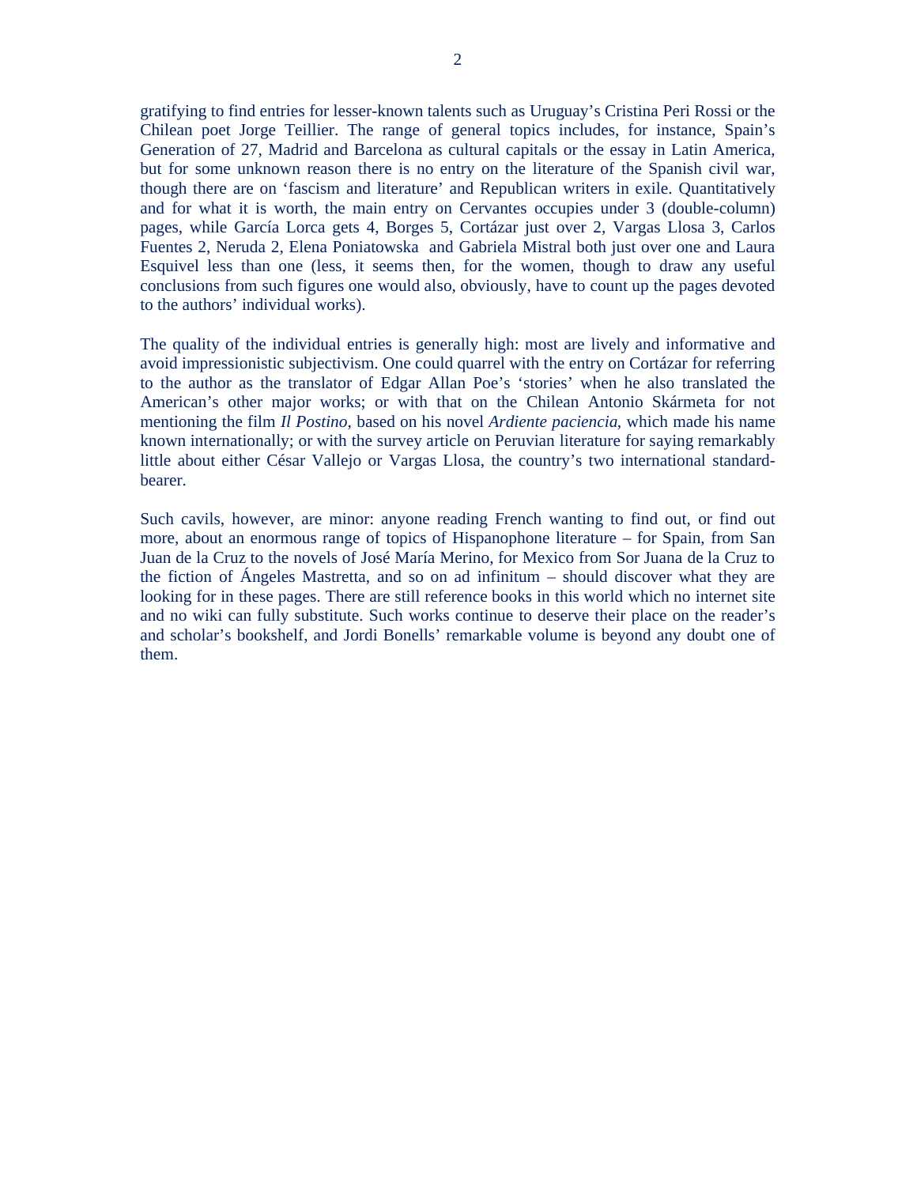gratifying to find entries for lesser-known talents such as Uruguay's Cristina Peri Rossi or the Chilean poet Jorge Teillier. The range of general topics includes, for instance, Spain's Generation of 27, Madrid and Barcelona as cultural capitals or the essay in Latin America, but for some unknown reason there is no entry on the literature of the Spanish civil war, though there are on 'fascism and literature' and Republican writers in exile. Quantitatively and for what it is worth, the main entry on Cervantes occupies under 3 (double-column) pages, while García Lorca gets 4, Borges 5, Cortázar just over 2, Vargas Llosa 3, Carlos Fuentes 2, Neruda 2, Elena Poniatowska and Gabriela Mistral both just over one and Laura Esquivel less than one (less, it seems then, for the women, though to draw any useful conclusions from such figures one would also, obviously, have to count up the pages devoted to the authors' individual works).

The quality of the individual entries is generally high: most are lively and informative and avoid impressionistic subjectivism. One could quarrel with the entry on Cortázar for referring to the author as the translator of Edgar Allan Poe's 'stories' when he also translated the American's other major works; or with that on the Chilean Antonio Skármeta for not mentioning the film *Il Postino*, based on his novel *Ardiente paciencia*, which made his name known internationally; or with the survey article on Peruvian literature for saying remarkably little about either César Vallejo or Vargas Llosa, the country's two international standard-bearer.

Such cavils, however, are minor: anyone reading French wanting to find out, or find out more, about an enormous range of topics of Hispanophone literature – for Spain, from San Juan de la Cruz to the novels of José María Merino, for Mexico from Sor Juana de la Cruz to the fiction of Ángeles Mastretta, and so on ad infinitum – should discover what they are looking for in these pages. There are still reference books in this world which no internet site and no wiki can fully substitute. Such works continue to deserve their place on the reader's and scholar's bookshelf, and Jordi Bonells' remarkable volume is beyond any doubt one of them.